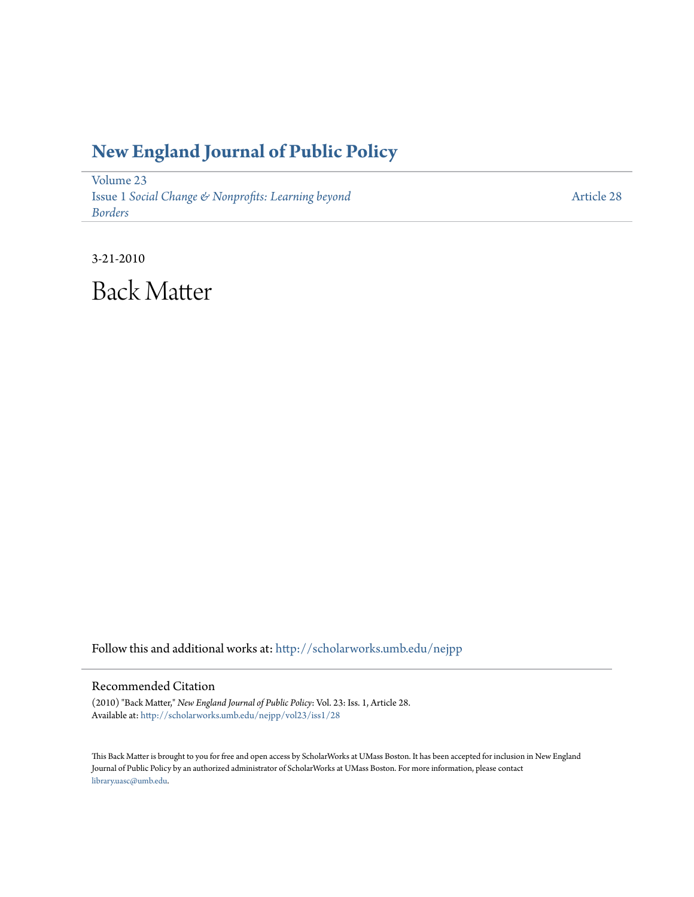# New England Journal of Public Policy

Volume 23
Issue 1 *Social Change & Nonprofits: Learning beyond Borders*

Article 28

3-21-2010

# Back Matter

Follow this and additional works at: http://scholarworks.umb.edu/nejpp

## Recommended Citation

(2010) "Back Matter," *New England Journal of Public Policy*: Vol. 23: Iss. 1, Article 28.
Available at: http://scholarworks.umb.edu/nejpp/vol23/iss1/28

This Back Matter is brought to you for free and open access by ScholarWorks at UMass Boston. It has been accepted for inclusion in New England Journal of Public Policy by an authorized administrator of ScholarWorks at UMass Boston. For more information, please contact library.uasc@umb.edu.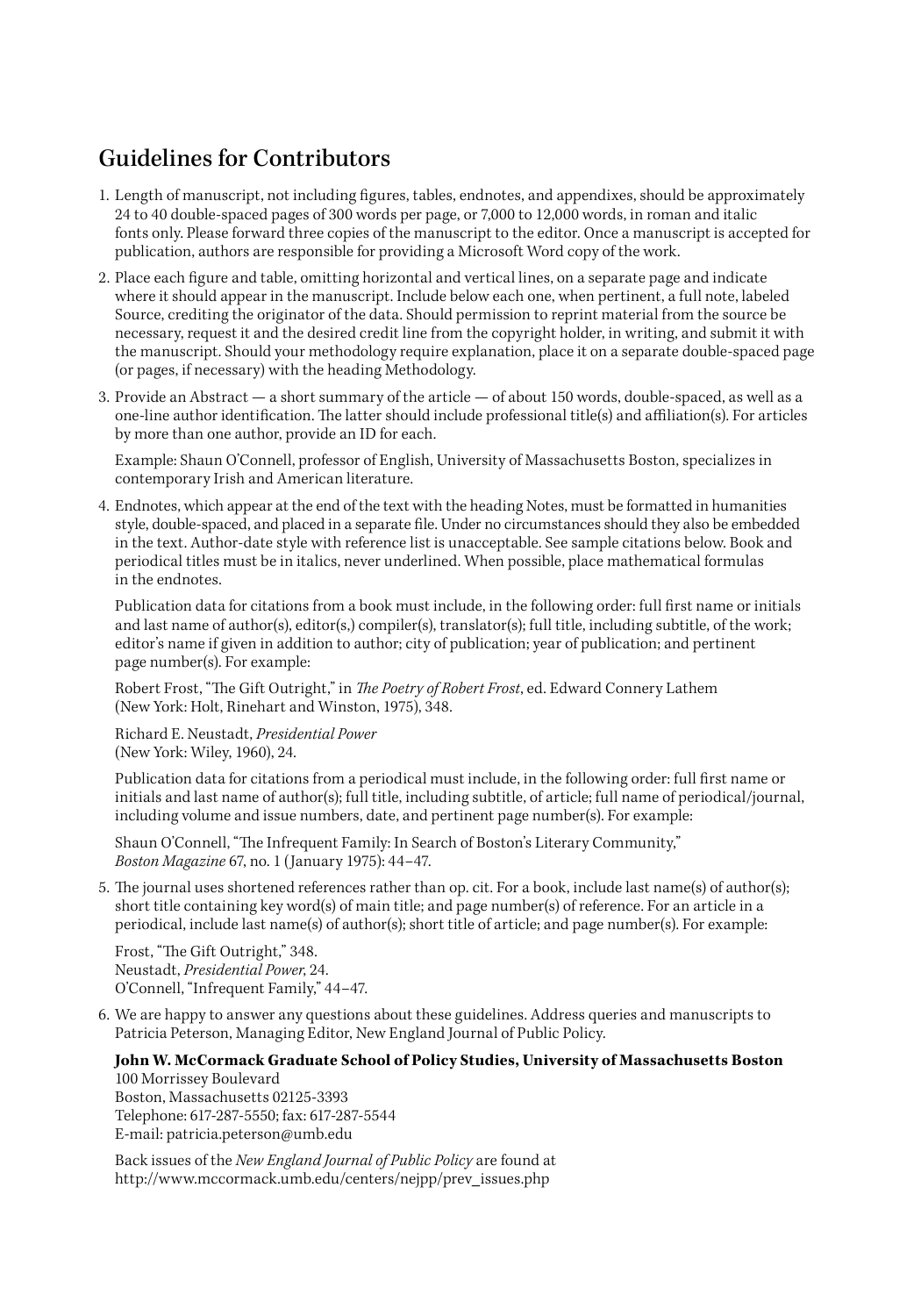## Guidelines for Contributors

1. Length of manuscript, not including figures, tables, endnotes, and appendixes, should be approximately 24 to 40 double-spaced pages of 300 words per page, or 7,000 to 12,000 words, in roman and italic fonts only. Please forward three copies of the manuscript to the editor. Once a manuscript is accepted for publication, authors are responsible for providing a Microsoft Word copy of the work.

2. Place each figure and table, omitting horizontal and vertical lines, on a separate page and indicate where it should appear in the manuscript. Include below each one, when pertinent, a full note, labeled Source, crediting the originator of the data. Should permission to reprint material from the source be necessary, request it and the desired credit line from the copyright holder, in writing, and submit it with the manuscript. Should your methodology require explanation, place it on a separate double-spaced page (or pages, if necessary) with the heading Methodology.

3. Provide an Abstract — a short summary of the article — of about 150 words, double-spaced, as well as a one-line author identification. The latter should include professional title(s) and affiliation(s). For articles by more than one author, provide an ID for each.

   Example: Shaun O'Connell, professor of English, University of Massachusetts Boston, specializes in contemporary Irish and American literature.

4. Endnotes, which appear at the end of the text with the heading Notes, must be formatted in humanities style, double-spaced, and placed in a separate file. Under no circumstances should they also be embedded in the text. Author-date style with reference list is unacceptable. See sample citations below. Book and periodical titles must be in italics, never underlined. When possible, place mathematical formulas in the endnotes.

   Publication data for citations from a book must include, in the following order: full first name or initials and last name of author(s), editor(s,) compiler(s), translator(s); full title, including subtitle, of the work; editor's name if given in addition to author; city of publication; year of publication; and pertinent page number(s). For example:

   Robert Frost, "The Gift Outright," in *The Poetry of Robert Frost*, ed. Edward Connery Lathem (New York: Holt, Rinehart and Winston, 1975), 348.

   Richard E. Neustadt, *Presidential Power* (New York: Wiley, 1960), 24.

   Publication data for citations from a periodical must include, in the following order: full first name or initials and last name of author(s); full title, including subtitle, of article; full name of periodical/journal, including volume and issue numbers, date, and pertinent page number(s). For example:

   Shaun O'Connell, "The Infrequent Family: In Search of Boston's Literary Community," *Boston Magazine* 67, no. 1 (January 1975): 44–47.

5. The journal uses shortened references rather than op. cit. For a book, include last name(s) of author(s); short title containing key word(s) of main title; and page number(s) of reference. For an article in a periodical, include last name(s) of author(s); short title of article; and page number(s). For example:

   Frost, "The Gift Outright," 348.
   Neustadt, *Presidential Power*, 24.
   O'Connell, "Infrequent Family," 44–47.

6. We are happy to answer any questions about these guidelines. Address queries and manuscripts to Patricia Peterson, Managing Editor, New England Journal of Public Policy.

   **John W. McCormack Graduate School of Policy Studies, University of Massachusetts Boston**
   100 Morrissey Boulevard
   Boston, Massachusetts 02125-3393
   Telephone: 617-287-5550; fax: 617-287-5544
   E-mail: patricia.peterson@umb.edu

   Back issues of the *New England Journal of Public Policy* are found at http://www.mccormack.umb.edu/centers/nejpp/prev_issues.php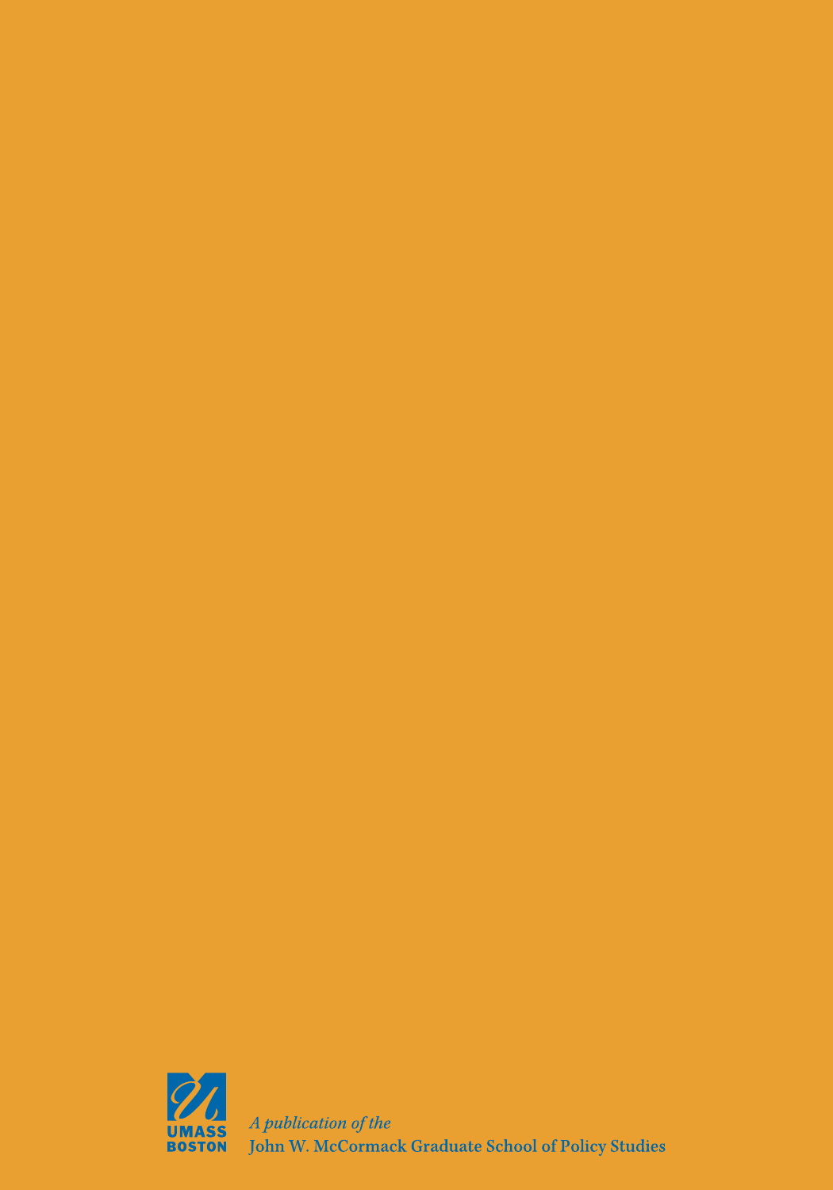UMASS BOSTON

*A publication of the*
John W. McCormack Graduate School of Policy Studies